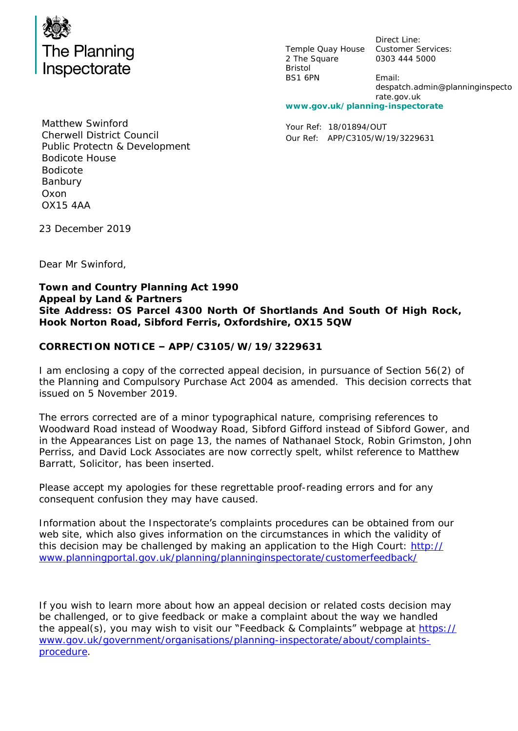The Planning Inspectorate

Temple Quay House
2 The Square
Bristol
BS1 6PN

Direct Line:
Customer Services:
0303 444 5000

Email:
despatch.admin@planninginspectorate.gov.uk

**www.gov.uk/planning-inspectorate**

Matthew Swinford
Cherwell District Council
Public Protectn & Development
Bodicote House
Bodicote
Banbury
Oxon
OX15 4AA

Your Ref: 18/01894/OUT
Our Ref: APP/C3105/W/19/3229631

23 December 2019

Dear Mr Swinford,

**Town and Country Planning Act 1990**
**Appeal by Land & Partners**
**Site Address: OS Parcel 4300 North Of Shortlands And South Of High Rock, Hook Norton Road, Sibford Ferris, Oxfordshire, OX15 5QW**

**CORRECTION NOTICE – APP/C3105/W/19/3229631**

I am enclosing a copy of the corrected appeal decision, in pursuance of Section 56(2) of the Planning and Compulsory Purchase Act 2004 as amended. This decision corrects that issued on 5 November 2019.

The errors corrected are of a minor typographical nature, comprising references to Woodward Road instead of Woodway Road, Sibford Gifford instead of Sibford Gower, and in the Appearances List on page 13, the names of Nathanael Stock, Robin Grimston, John Perriss, and David Lock Associates are now correctly spelt, whilst reference to Matthew Barratt, Solicitor, has been inserted.

Please accept my apologies for these regrettable proof-reading errors and for any consequent confusion they may have caused.

Information about the Inspectorate's complaints procedures can be obtained from our web site, which also gives information on the circumstances in which the validity of this decision may be challenged by making an application to the High Court: http://www.planningportal.gov.uk/planning/planninginspectorate/customerfeedback/

If you wish to learn more about how an appeal decision or related costs decision may be challenged, or to give feedback or make a complaint about the way we handled the appeal(s), you may wish to visit our "Feedback & Complaints" webpage at https://www.gov.uk/government/organisations/planning-inspectorate/about/complaints-procedure.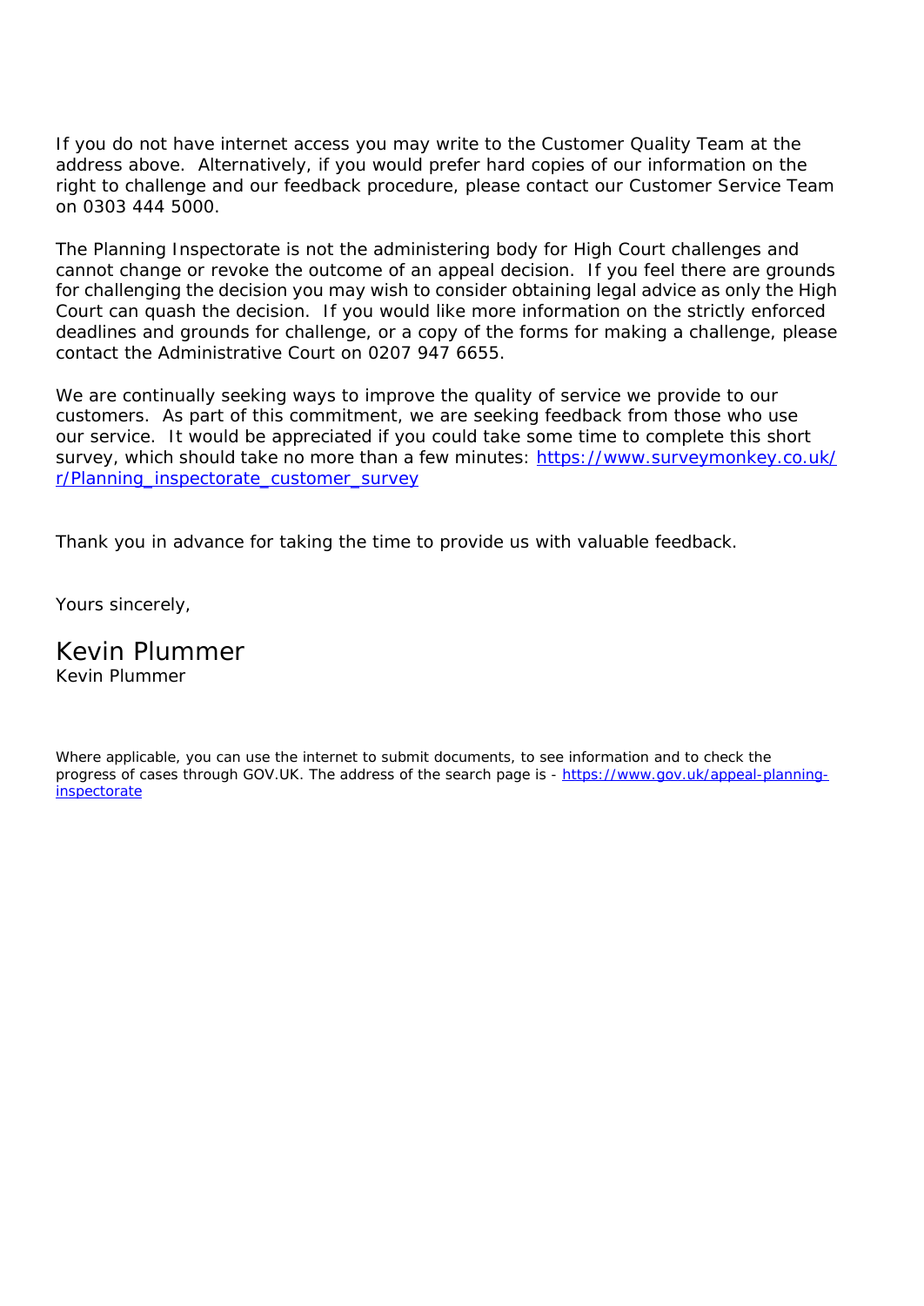If you do not have internet access you may write to the Customer Quality Team at the address above. Alternatively, if you would prefer hard copies of our information on the right to challenge and our feedback procedure, please contact our Customer Service Team on 0303 444 5000.

The Planning Inspectorate is not the administering body for High Court challenges and cannot change or revoke the outcome of an appeal decision. If you feel there are grounds for challenging the decision you may wish to consider obtaining legal advice as only the High Court can quash the decision. If you would like more information on the strictly enforced deadlines and grounds for challenge, or a copy of the forms for making a challenge, please contact the Administrative Court on 0207 947 6655.

We are continually seeking ways to improve the quality of service we provide to our customers. As part of this commitment, we are seeking feedback from those who use our service. It would be appreciated if you could take some time to complete this short survey, which should take no more than a few minutes: [https://www.surveymonkey.co.uk/r/Planning_inspectorate_customer_survey](https://www.surveymonkey.co.uk/r/Planning_inspectorate_customer_survey)

Thank you in advance for taking the time to provide us with valuable feedback.

Yours sincerely,

Kevin Plummer
Kevin Plummer

Where applicable, you can use the internet to submit documents, to see information and to check the progress of cases through GOV.UK. The address of the search page is - [https://www.gov.uk/appeal-planning-inspectorate](https://www.gov.uk/appeal-planning-inspectorate)